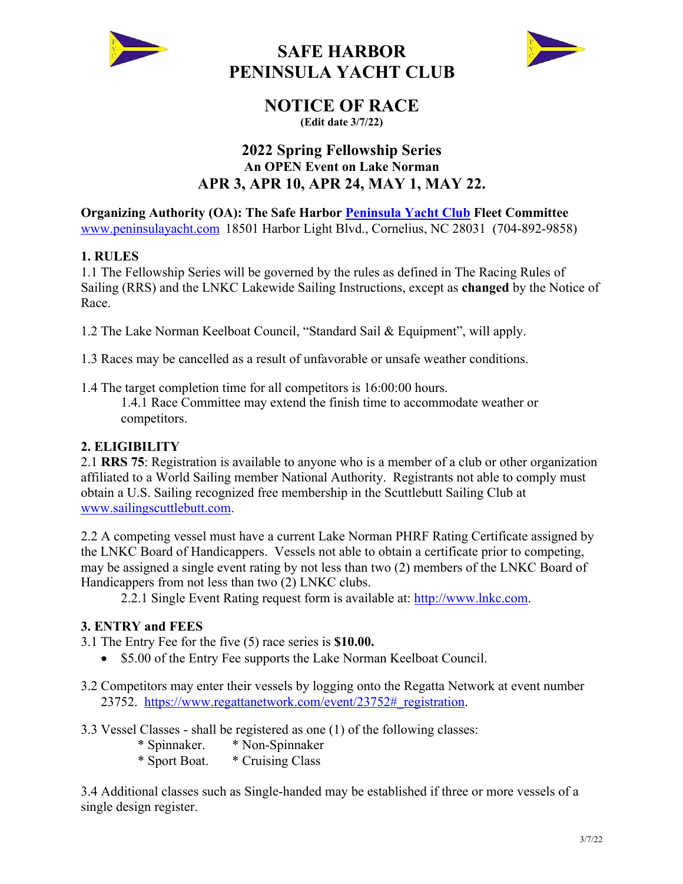# SAFE HARBOR
# PENINSULA YACHT CLUB

## NOTICE OF RACE

**(Edit date 3/7/22)**

## 2022 Spring Fellowship Series

### An OPEN Event on Lake Norman

### APR 3, APR 10, APR 24, MAY 1, MAY 22.

**Organizing Authority (OA): The Safe Harbor Peninsula Yacht Club Fleet Committee**
www.peninsulayacht.com 18501 Harbor Light Blvd., Cornelius, NC 28031 (704-892-9858)

**1. RULES**

1.1 The Fellowship Series will be governed by the rules as defined in The Racing Rules of Sailing (RRS) and the LNKC Lakewide Sailing Instructions, except as **changed** by the Notice of Race.

1.2 The Lake Norman Keelboat Council, "Standard Sail & Equipment", will apply.

1.3 Races may be cancelled as a result of unfavorable or unsafe weather conditions.

1.4 The target completion time for all competitors is 16:00:00 hours.

1.4.1 Race Committee may extend the finish time to accommodate weather or competitors.

**2. ELIGIBILITY**

2.1 **RRS 75**: Registration is available to anyone who is a member of a club or other organization affiliated to a World Sailing member National Authority. Registrants not able to comply must obtain a U.S. Sailing recognized free membership in the Scuttlebutt Sailing Club at www.sailingscuttlebutt.com.

2.2 A competing vessel must have a current Lake Norman PHRF Rating Certificate assigned by the LNKC Board of Handicappers. Vessels not able to obtain a certificate prior to competing, may be assigned a single event rating by not less than two (2) members of the LNKC Board of Handicappers from not less than two (2) LNKC clubs.

2.2.1 Single Event Rating request form is available at: http://www.lnkc.com.

**3. ENTRY and FEES**

3.1 The Entry Fee for the five (5) race series is **$10.00.**

- $5.00 of the Entry Fee supports the Lake Norman Keelboat Council.

3.2 Competitors may enter their vessels by logging onto the Regatta Network at event number 23752. https://www.regattanetwork.com/event/23752#_registration.

3.3 Vessel Classes - shall be registered as one (1) of the following classes:

* Spinnaker.
* Non-Spinnaker
* Sport Boat.
* Cruising Class

3.4 Additional classes such as Single-handed may be established if three or more vessels of a single design register.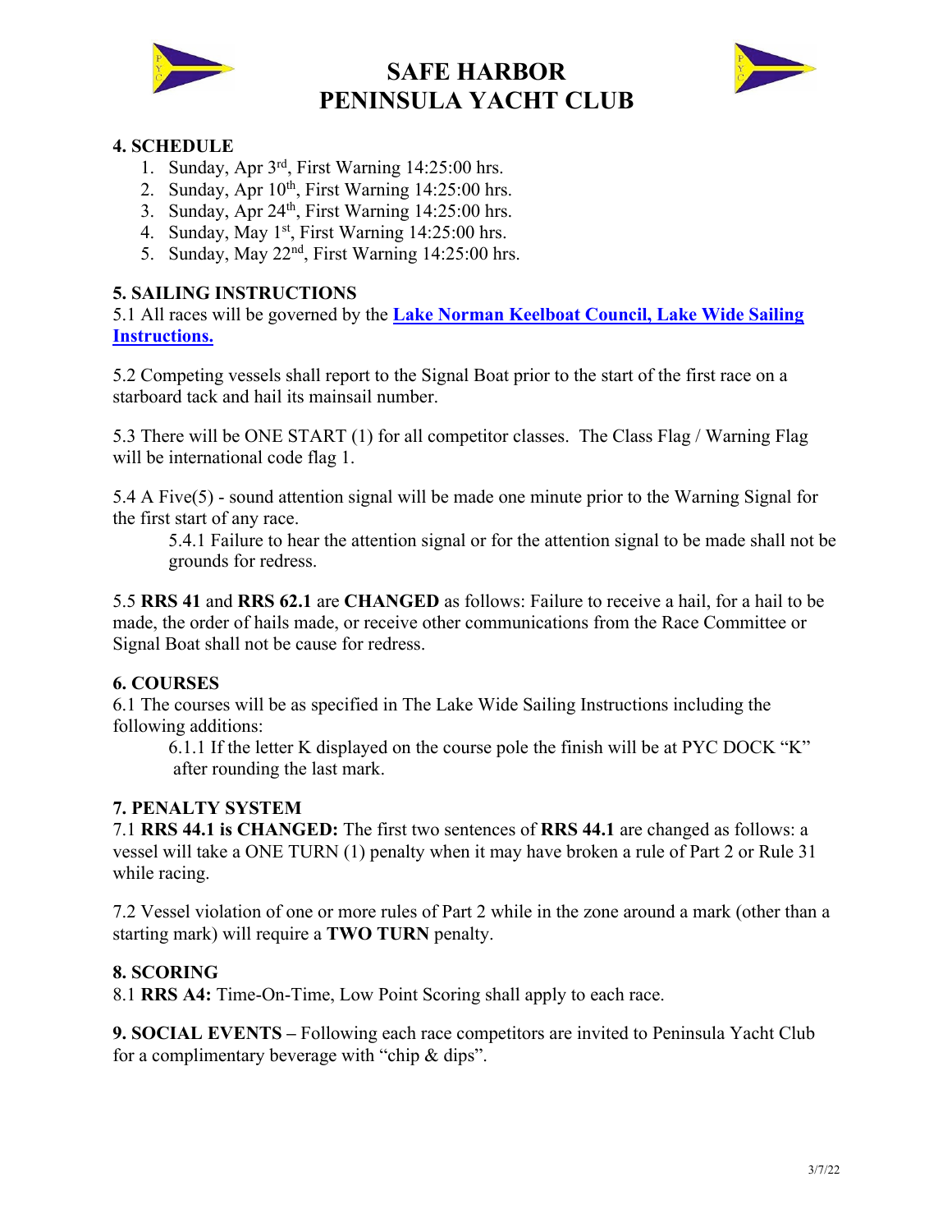# SAFE HARBOR
# PENINSULA YACHT CLUB

**4. SCHEDULE**

1. Sunday, Apr 3rd, First Warning 14:25:00 hrs.
2. Sunday, Apr 10th, First Warning 14:25:00 hrs.
3. Sunday, Apr 24th, First Warning 14:25:00 hrs.
4. Sunday, May 1st, First Warning 14:25:00 hrs.
5. Sunday, May 22nd, First Warning 14:25:00 hrs.

**5. SAILING INSTRUCTIONS**

5.1 All races will be governed by the **Lake Norman Keelboat Council, Lake Wide Sailing Instructions.**

5.2 Competing vessels shall report to the Signal Boat prior to the start of the first race on a starboard tack and hail its mainsail number.

5.3 There will be ONE START (1) for all competitor classes. The Class Flag / Warning Flag will be international code flag 1.

5.4 A Five(5) - sound attention signal will be made one minute prior to the Warning Signal for the first start of any race.

5.4.1 Failure to hear the attention signal or for the attention signal to be made shall not be grounds for redress.

5.5 **RRS 41** and **RRS 62.1** are **CHANGED** as follows: Failure to receive a hail, for a hail to be made, the order of hails made, or receive other communications from the Race Committee or Signal Boat shall not be cause for redress.

**6. COURSES**

6.1 The courses will be as specified in The Lake Wide Sailing Instructions including the following additions:

6.1.1 If the letter K displayed on the course pole the finish will be at PYC DOCK "K" after rounding the last mark.

**7. PENALTY SYSTEM**

7.1 **RRS 44.1 is CHANGED:** The first two sentences of **RRS 44.1** are changed as follows: a vessel will take a ONE TURN (1) penalty when it may have broken a rule of Part 2 or Rule 31 while racing.

7.2 Vessel violation of one or more rules of Part 2 while in the zone around a mark (other than a starting mark) will require a **TWO TURN** penalty.

**8. SCORING**

8.1 **RRS A4:** Time-On-Time, Low Point Scoring shall apply to each race.

**9. SOCIAL EVENTS –** Following each race competitors are invited to Peninsula Yacht Club for a complimentary beverage with "chip & dips".

3/7/22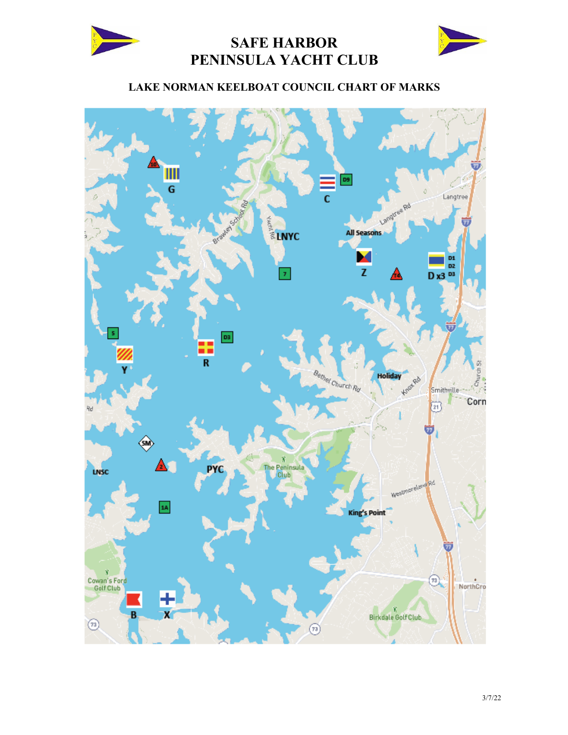# SAFE HARBOR PENINSULA YACHT CLUB

## LAKE NORMAN KEELBOAT COUNCIL CHART OF MARKS

10

G

C

D9

LNYC

All Seasons

Langtree

7

Z

14

D x3

D1

D2

D3

5

Y

D3

R

Holiday

Smithville

Corn

SM

LNSC

2

PYC

The Peninsula Club

1A

King's Point

Cowan's Ford Golf Club

B

X

Birkdale Golf Club

NorthCro

3/7/22